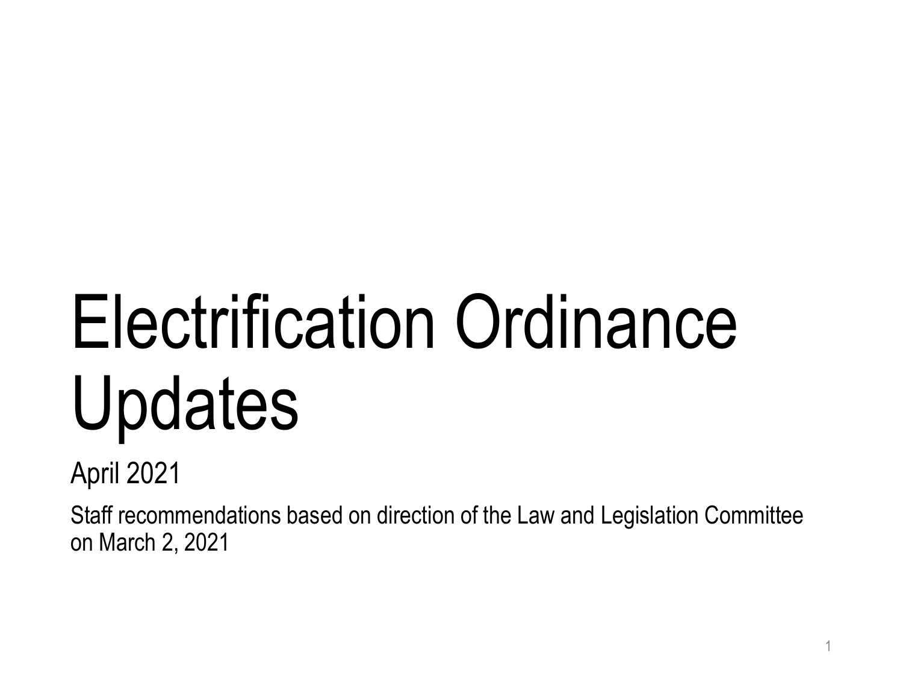# Electrification Ordinance Updates

April 2021

Staff recommendations based on direction of the Law and Legislation Committee on March 2, 2021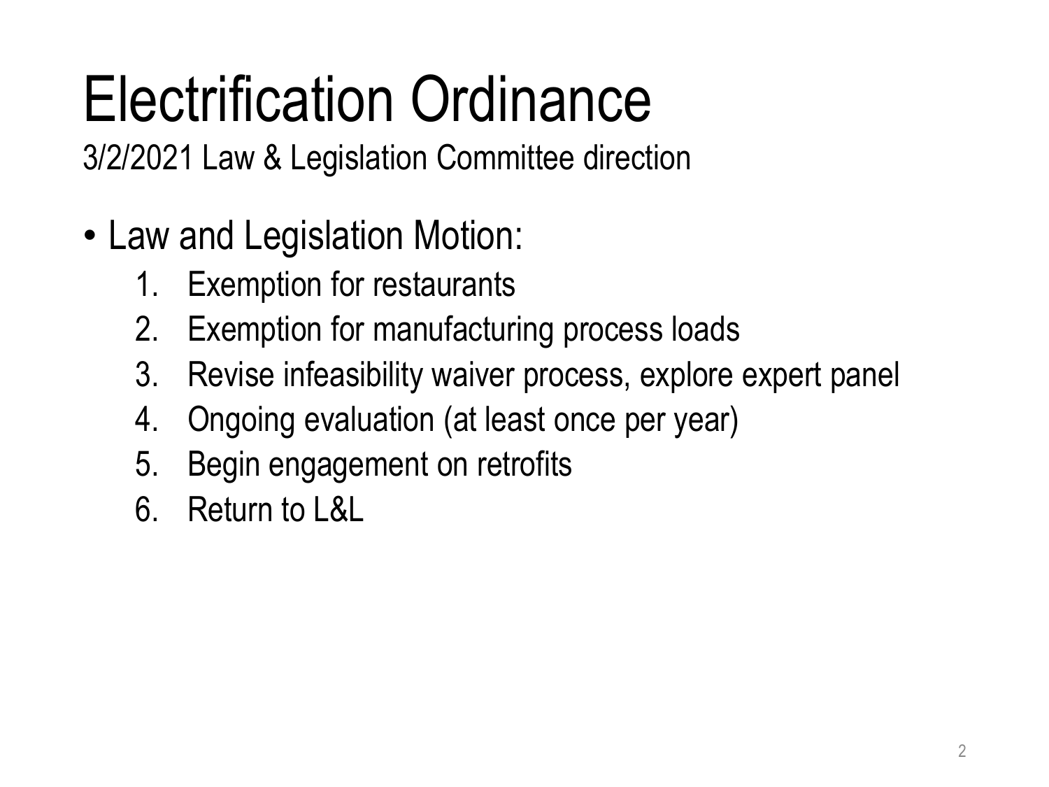# Electrification Ordinance

3/2/2021 Law & Legislation Committee direction

- Law and Legislation Motion:
  1. Exemption for restaurants
  2. Exemption for manufacturing process loads
  3. Revise infeasibility waiver process, explore expert panel
  4. Ongoing evaluation (at least once per year)
  5. Begin engagement on retrofits
  6. Return to L&L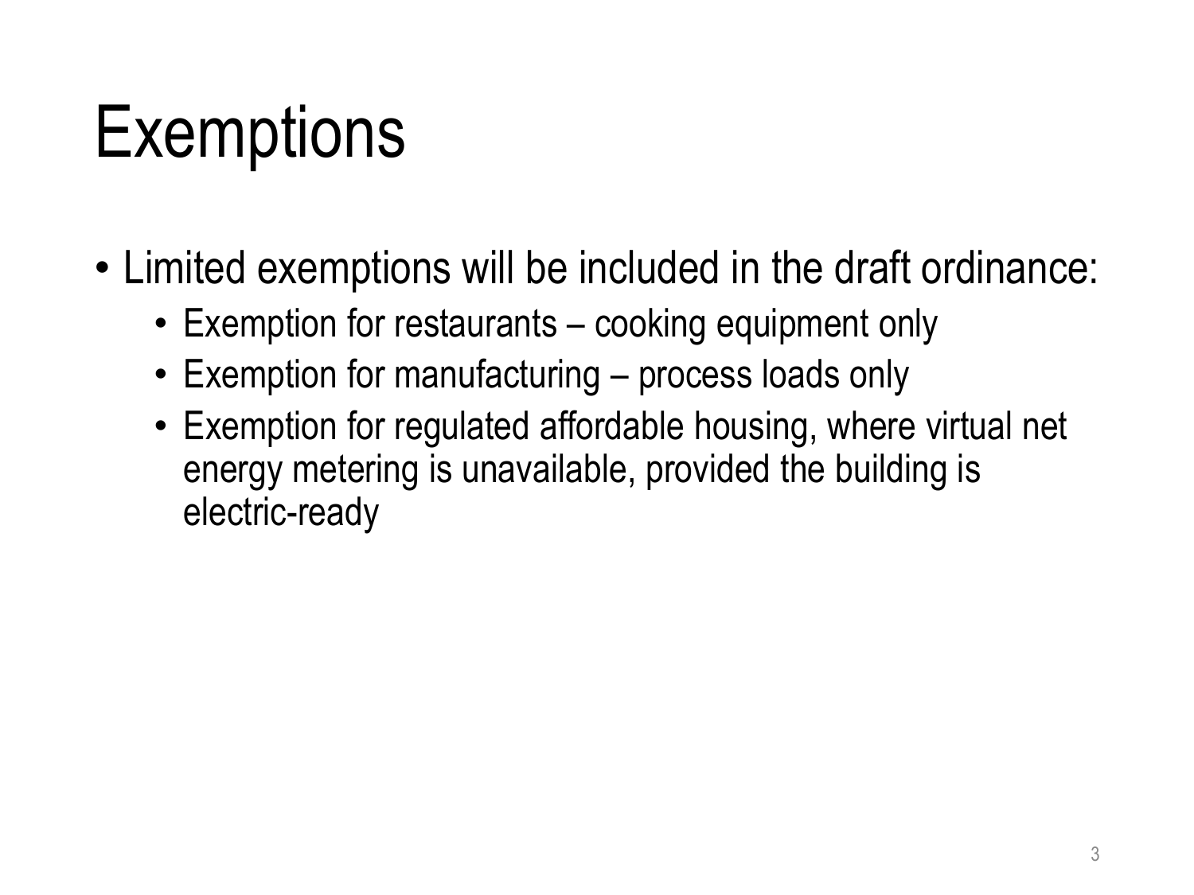# Exemptions

- Limited exemptions will be included in the draft ordinance:
  - Exemption for restaurants – cooking equipment only
  - Exemption for manufacturing – process loads only
  - Exemption for regulated affordable housing, where virtual net energy metering is unavailable, provided the building is electric-ready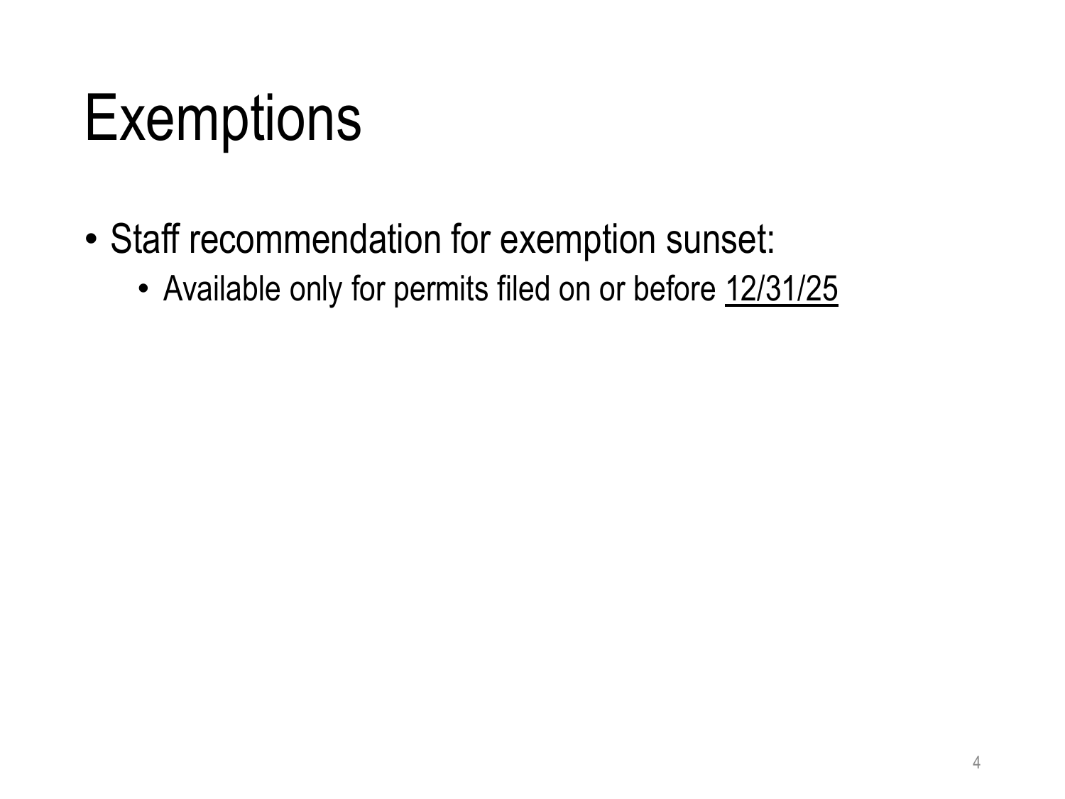# Exemptions

- Staff recommendation for exemption sunset:
  - Available only for permits filed on or before <u>12/31/25</u>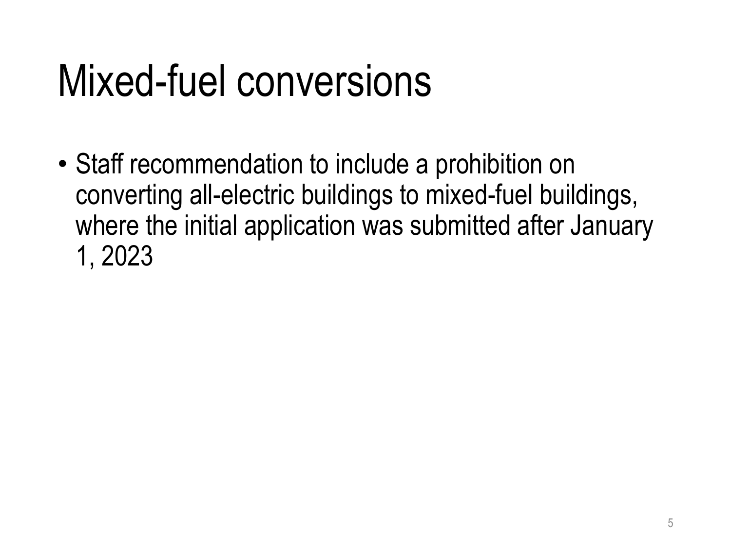# Mixed-fuel conversions

- Staff recommendation to include a prohibition on converting all-electric buildings to mixed-fuel buildings, where the initial application was submitted after January 1, 2023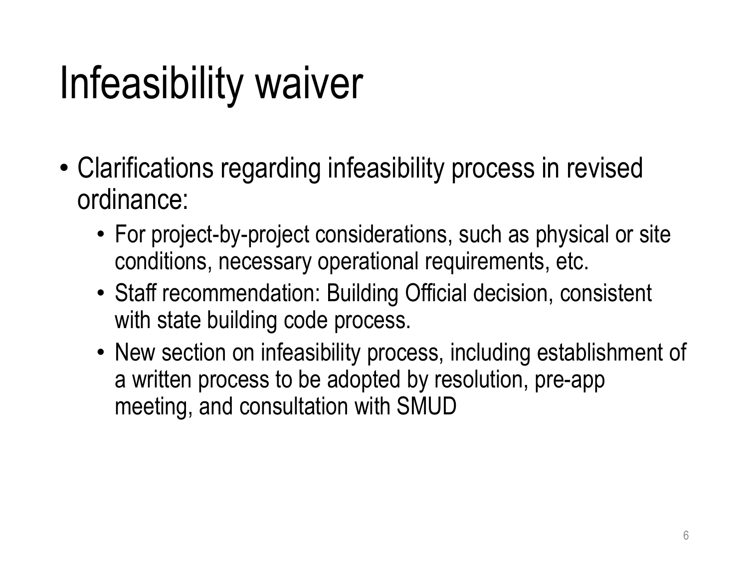# Infeasibility waiver

- Clarifications regarding infeasibility process in revised ordinance:
  - For project-by-project considerations, such as physical or site conditions, necessary operational requirements, etc.
  - Staff recommendation: Building Official decision, consistent with state building code process.
  - New section on infeasibility process, including establishment of a written process to be adopted by resolution, pre-app meeting, and consultation with SMUD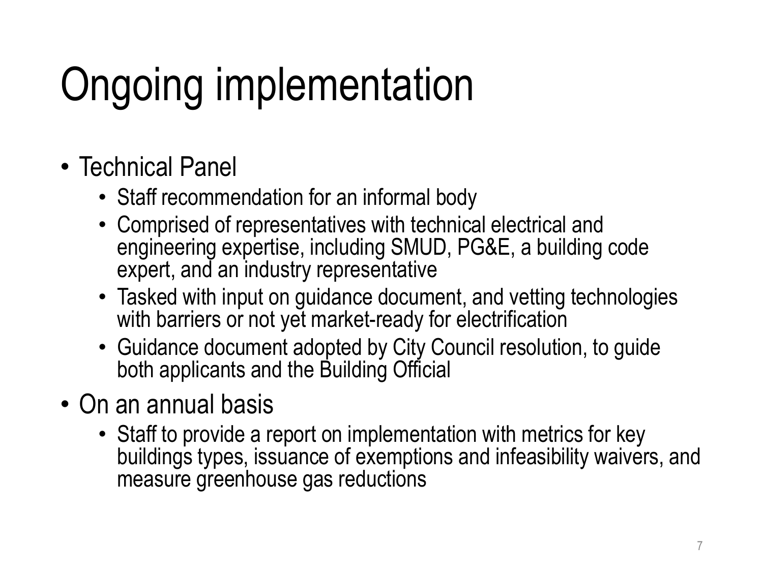# Ongoing implementation

- Technical Panel
  - Staff recommendation for an informal body
  - Comprised of representatives with technical electrical and engineering expertise, including SMUD, PG&E, a building code expert, and an industry representative
  - Tasked with input on guidance document, and vetting technologies with barriers or not yet market-ready for electrification
  - Guidance document adopted by City Council resolution, to guide both applicants and the Building Official
- On an annual basis
  - Staff to provide a report on implementation with metrics for key buildings types, issuance of exemptions and infeasibility waivers, and measure greenhouse gas reductions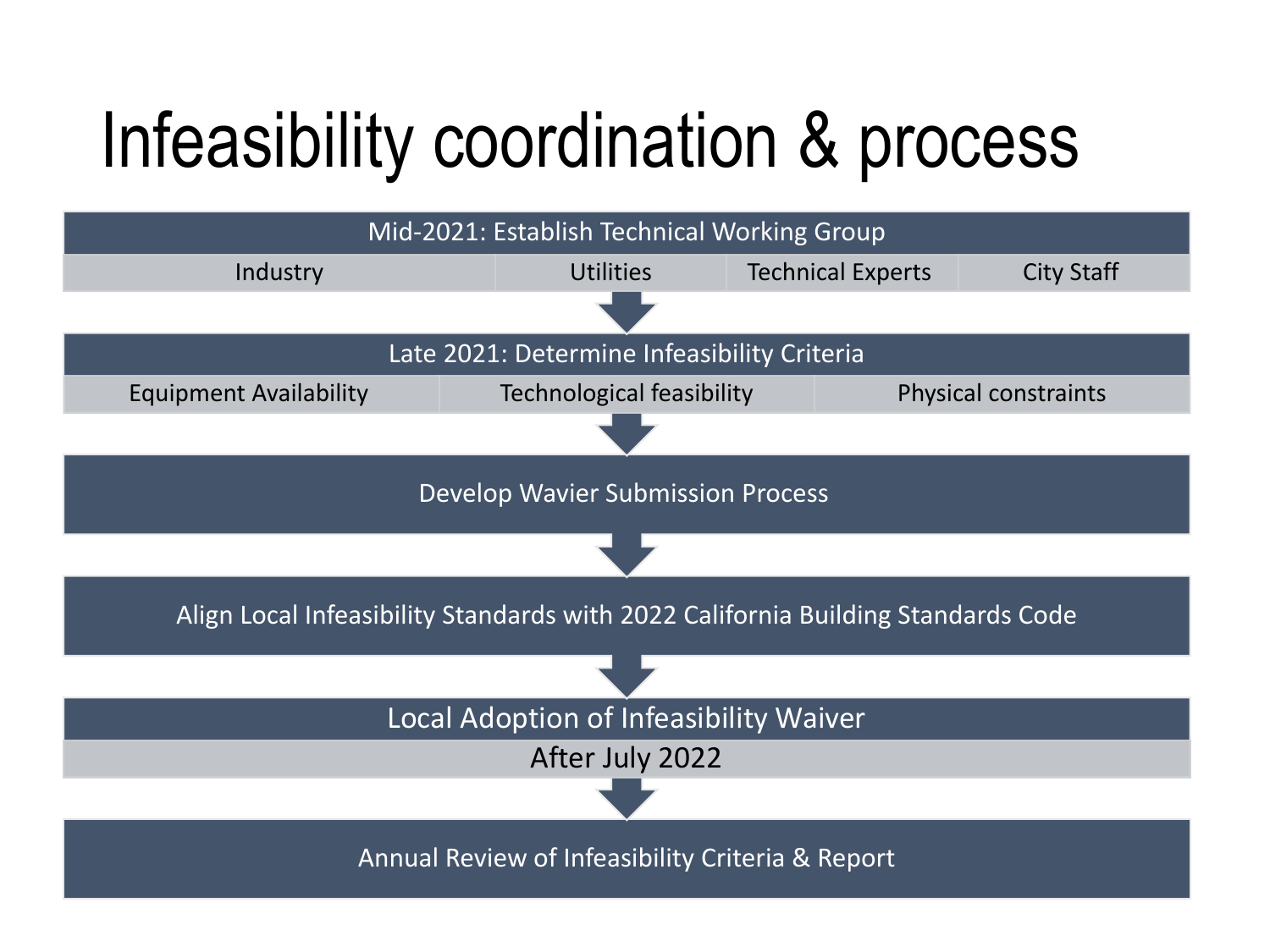# Infeasibility coordination & process

**Mid-2021: Establish Technical Working Group**

- Industry
- Utilities
- Technical Experts
- City Staff

↓

**Late 2021: Determine Infeasibility Criteria**

- Equipment Availability
- Technological feasibility
- Physical constraints

↓

**Develop Wavier Submission Process**

↓

**Align Local Infeasibility Standards with 2022 California Building Standards Code**

↓

**Local Adoption of Infeasibility Waiver**

After July 2022

↓

**Annual Review of Infeasibility Criteria & Report**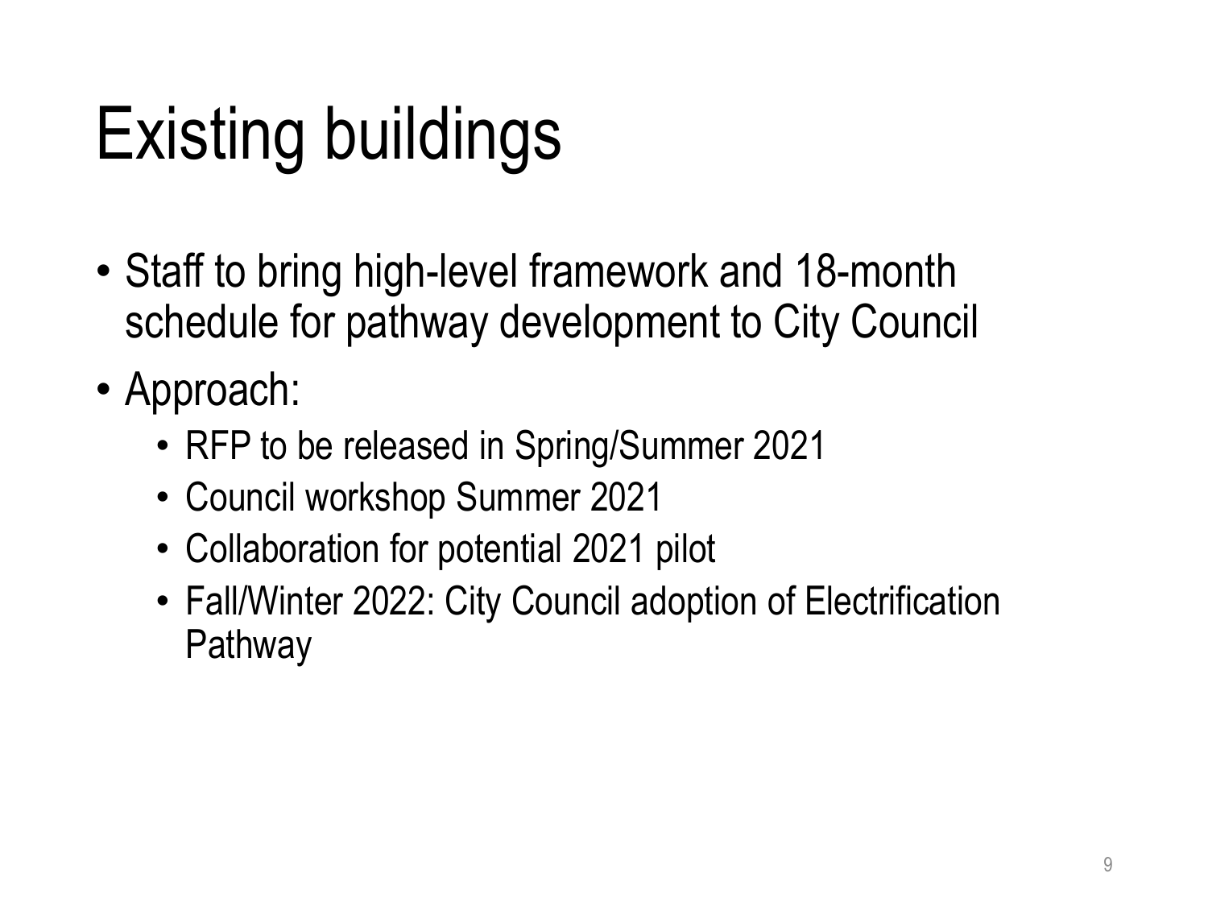# Existing buildings

- Staff to bring high-level framework and 18-month schedule for pathway development to City Council
- Approach:
  - RFP to be released in Spring/Summer 2021
  - Council workshop Summer 2021
  - Collaboration for potential 2021 pilot
  - Fall/Winter 2022: City Council adoption of Electrification Pathway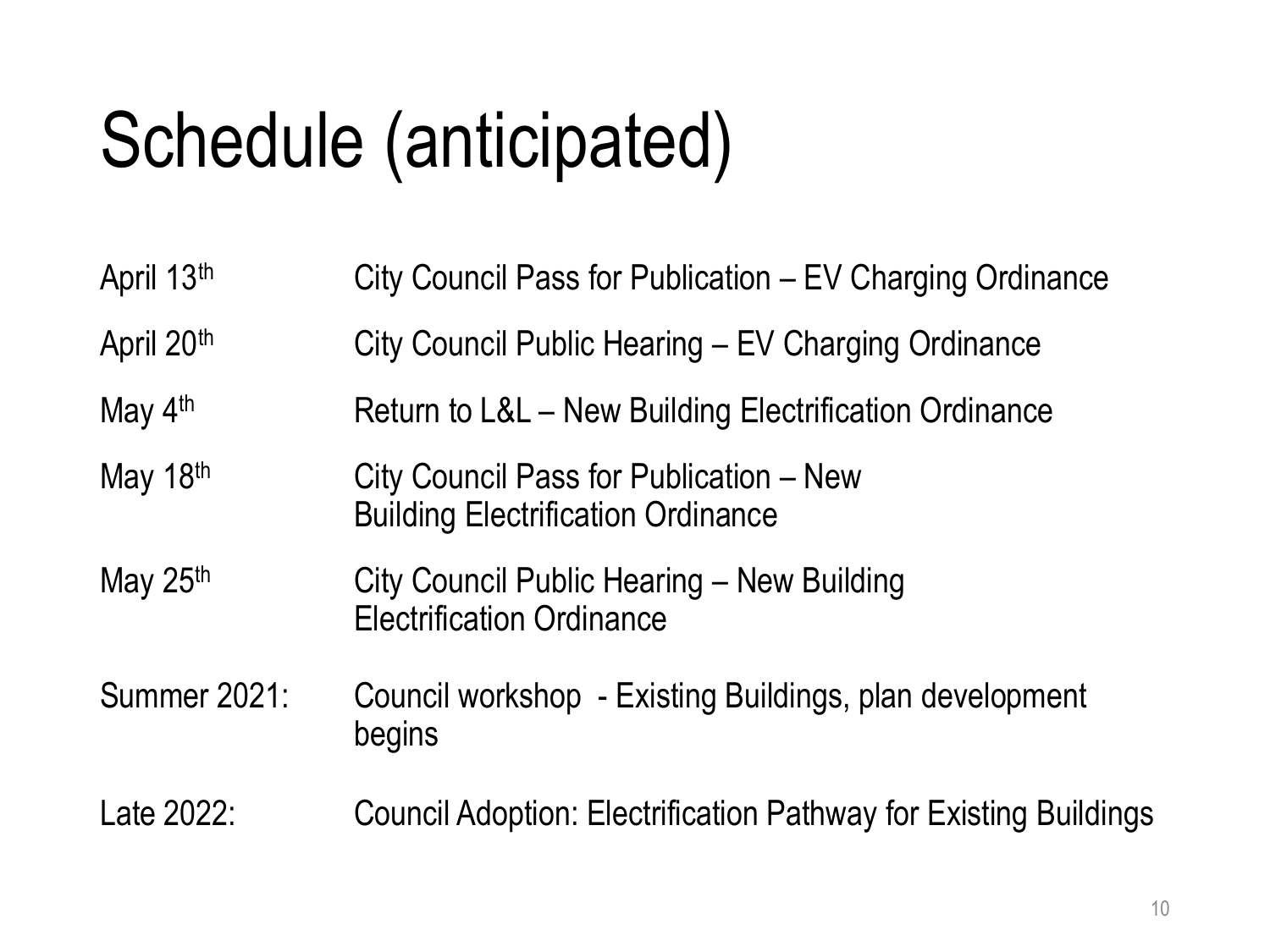# Schedule (anticipated)

| | |
|---|---|
| April 13th | City Council Pass for Publication – EV Charging Ordinance |
| April 20th | City Council Public Hearing – EV Charging Ordinance |
| May 4th | Return to L&L – New Building Electrification Ordinance |
| May 18th | City Council Pass for Publication – New Building Electrification Ordinance |
| May 25th | City Council Public Hearing – New Building Electrification Ordinance |
| Summer 2021: | Council workshop - Existing Buildings, plan development begins |
| Late 2022: | Council Adoption: Electrification Pathway for Existing Buildings |